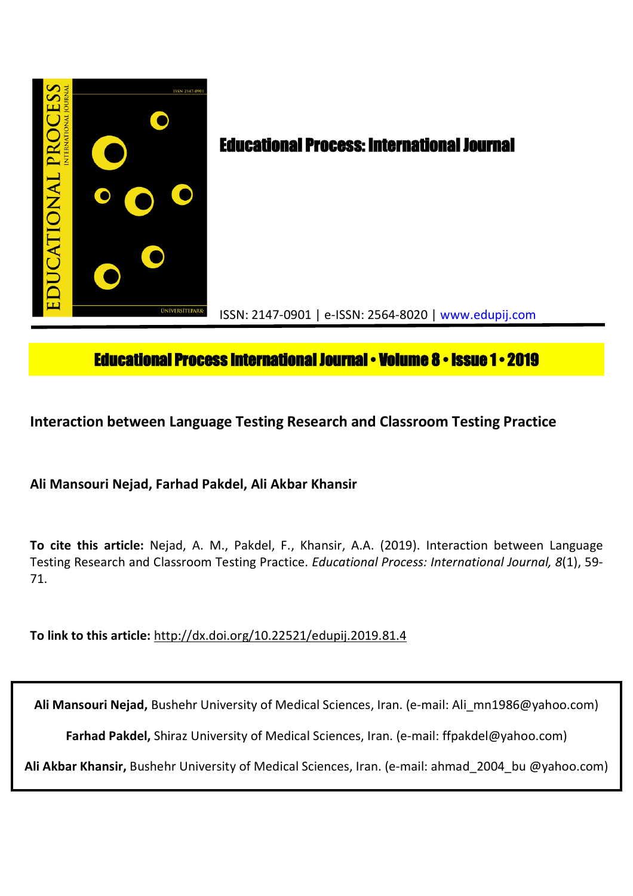# Educational Process: International Journal

ISSN: 2147-0901 | e-ISSN: 2564-8020 | www.edupij.com

**Educational Process International Journal • Volume 8 • Issue 1 • 2019**

## Interaction between Language Testing Research and Classroom Testing Practice

**Ali Mansouri Nejad, Farhad Pakdel, Ali Akbar Khansir**

**To cite this article:** Nejad, A. M., Pakdel, F., Khansir, A.A. (2019). Interaction between Language Testing Research and Classroom Testing Practice. *Educational Process: International Journal, 8*(1), 59-71.

**To link to this article:** http://dx.doi.org/10.22521/edupij.2019.81.4

**Ali Mansouri Nejad,** Bushehr University of Medical Sciences, Iran. (e-mail: Ali_mn1986@yahoo.com)

**Farhad Pakdel,** Shiraz University of Medical Sciences, Iran. (e-mail: ffpakdel@yahoo.com)

**Ali Akbar Khansir,** Bushehr University of Medical Sciences, Iran. (e-mail: ahmad_2004_bu @yahoo.com)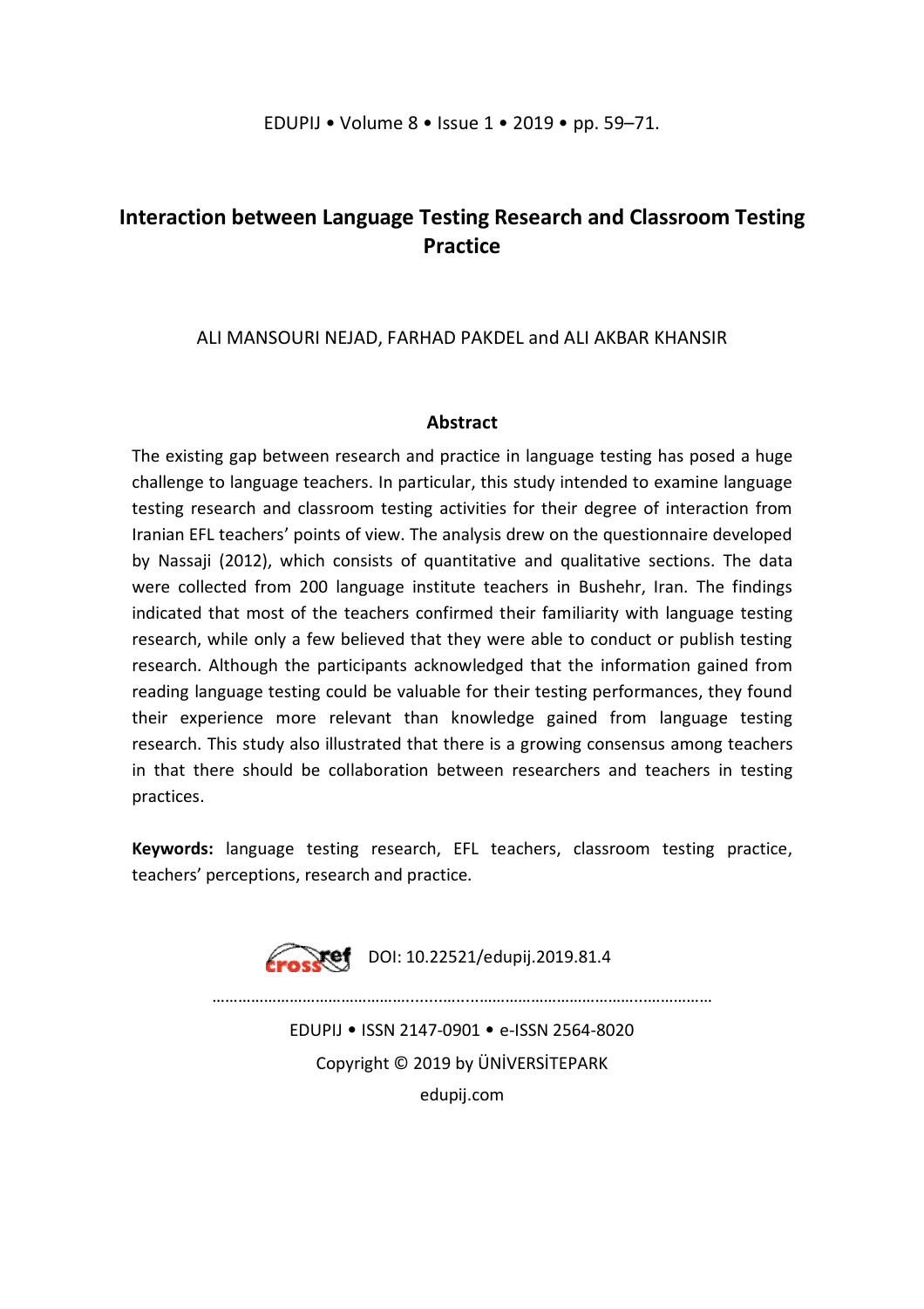# Interaction between Language Testing Research and Classroom Testing Practice

ALI MANSOURI NEJAD, FARHAD PAKDEL and ALI AKBAR KHANSIR

## Abstract

The existing gap between research and practice in language testing has posed a huge challenge to language teachers. In particular, this study intended to examine language testing research and classroom testing activities for their degree of interaction from Iranian EFL teachers' points of view. The analysis drew on the questionnaire developed by Nassaji (2012), which consists of quantitative and qualitative sections. The data were collected from 200 language institute teachers in Bushehr, Iran. The findings indicated that most of the teachers confirmed their familiarity with language testing research, while only a few believed that they were able to conduct or publish testing research. Although the participants acknowledged that the information gained from reading language testing could be valuable for their testing performances, they found their experience more relevant than knowledge gained from language testing research. This study also illustrated that there is a growing consensus among teachers in that there should be collaboration between researchers and teachers in testing practices.

**Keywords:** language testing research, EFL teachers, classroom testing practice, teachers' perceptions, research and practice.

DOI: 10.22521/edupij.2019.81.4

EDUPIJ • ISSN 2147-0901 • e-ISSN 2564-8020

Copyright © 2019 by ÜNİVERSİTEPARK

edupij.com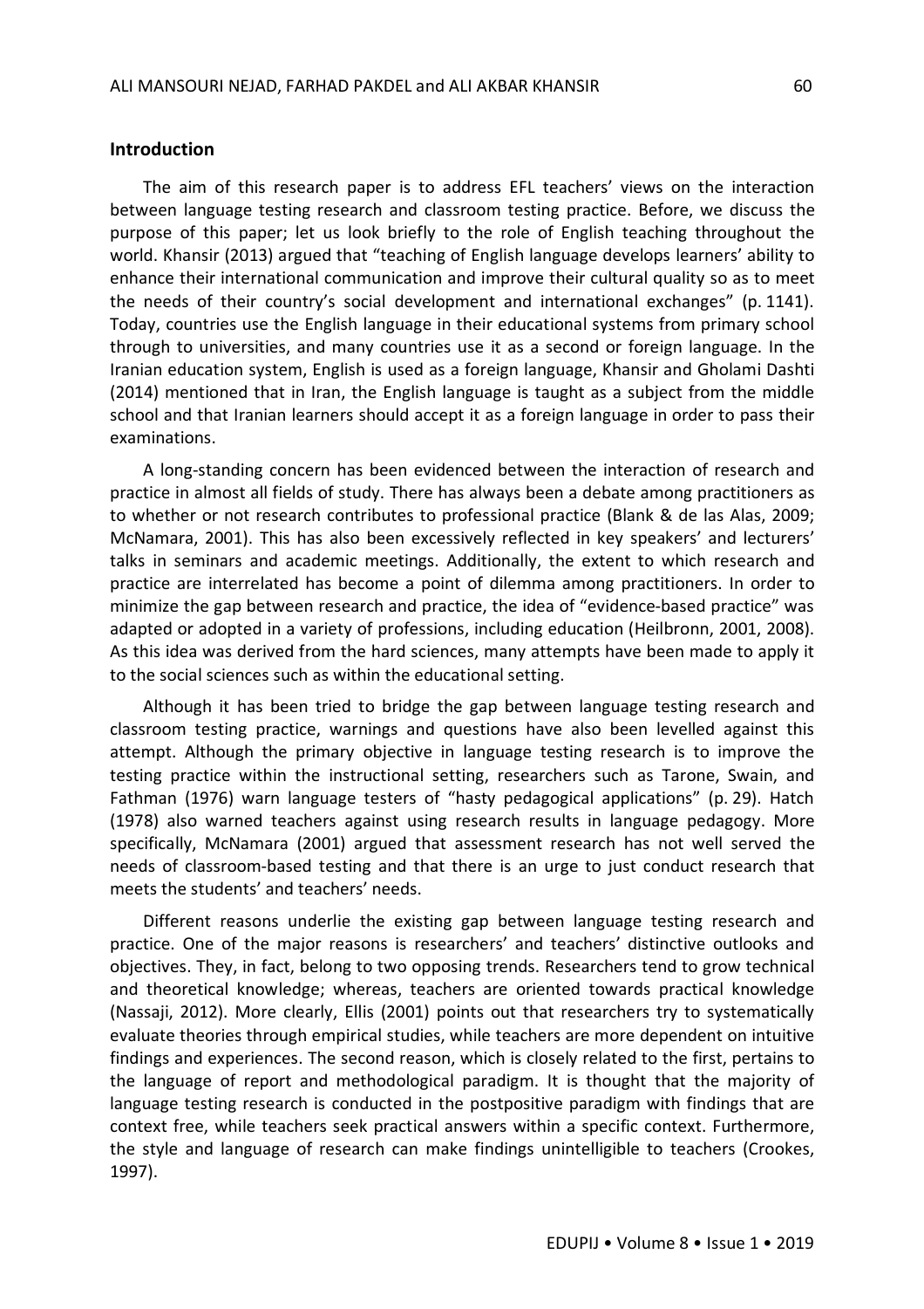## Introduction

The aim of this research paper is to address EFL teachers' views on the interaction between language testing research and classroom testing practice. Before, we discuss the purpose of this paper; let us look briefly to the role of English teaching throughout the world. Khansir (2013) argued that "teaching of English language develops learners' ability to enhance their international communication and improve their cultural quality so as to meet the needs of their country's social development and international exchanges" (p. 1141). Today, countries use the English language in their educational systems from primary school through to universities, and many countries use it as a second or foreign language. In the Iranian education system, English is used as a foreign language, Khansir and Gholami Dashti (2014) mentioned that in Iran, the English language is taught as a subject from the middle school and that Iranian learners should accept it as a foreign language in order to pass their examinations.

A long-standing concern has been evidenced between the interaction of research and practice in almost all fields of study. There has always been a debate among practitioners as to whether or not research contributes to professional practice (Blank & de las Alas, 2009; McNamara, 2001). This has also been excessively reflected in key speakers' and lecturers' talks in seminars and academic meetings. Additionally, the extent to which research and practice are interrelated has become a point of dilemma among practitioners. In order to minimize the gap between research and practice, the idea of "evidence-based practice" was adapted or adopted in a variety of professions, including education (Heilbronn, 2001, 2008). As this idea was derived from the hard sciences, many attempts have been made to apply it to the social sciences such as within the educational setting.

Although it has been tried to bridge the gap between language testing research and classroom testing practice, warnings and questions have also been levelled against this attempt. Although the primary objective in language testing research is to improve the testing practice within the instructional setting, researchers such as Tarone, Swain, and Fathman (1976) warn language testers of "hasty pedagogical applications" (p. 29). Hatch (1978) also warned teachers against using research results in language pedagogy. More specifically, McNamara (2001) argued that assessment research has not well served the needs of classroom-based testing and that there is an urge to just conduct research that meets the students' and teachers' needs.

Different reasons underlie the existing gap between language testing research and practice. One of the major reasons is researchers' and teachers' distinctive outlooks and objectives. They, in fact, belong to two opposing trends. Researchers tend to grow technical and theoretical knowledge; whereas, teachers are oriented towards practical knowledge (Nassaji, 2012). More clearly, Ellis (2001) points out that researchers try to systematically evaluate theories through empirical studies, while teachers are more dependent on intuitive findings and experiences. The second reason, which is closely related to the first, pertains to the language of report and methodological paradigm. It is thought that the majority of language testing research is conducted in the postpositive paradigm with findings that are context free, while teachers seek practical answers within a specific context. Furthermore, the style and language of research can make findings unintelligible to teachers (Crookes, 1997).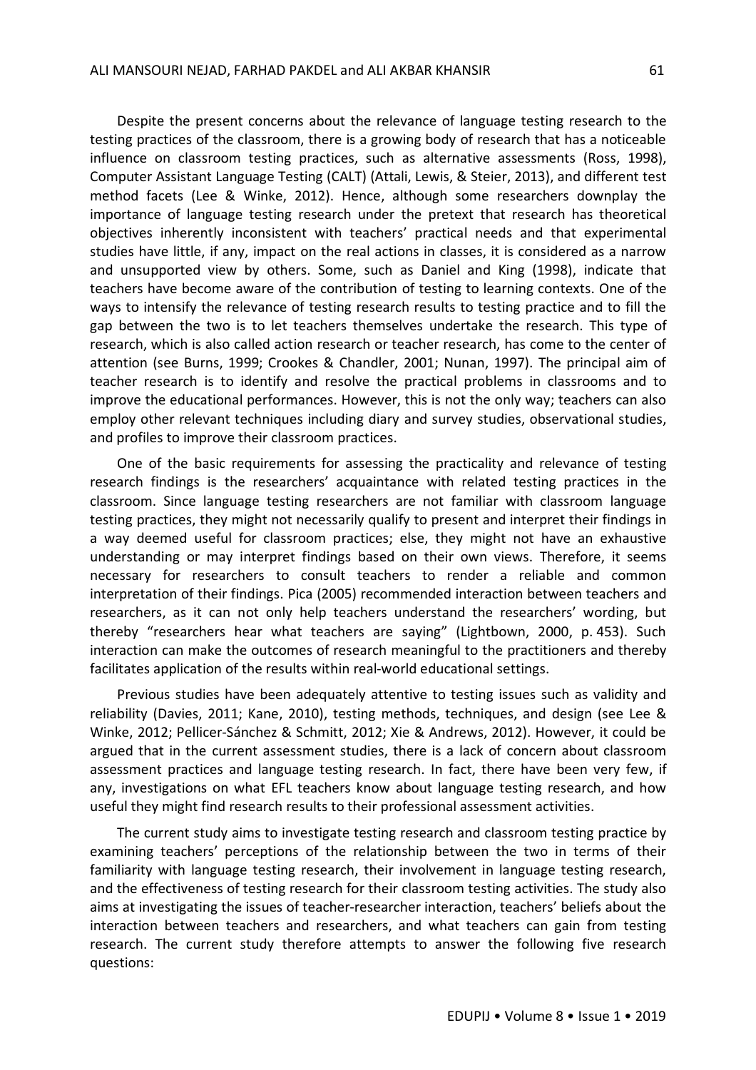Despite the present concerns about the relevance of language testing research to the testing practices of the classroom, there is a growing body of research that has a noticeable influence on classroom testing practices, such as alternative assessments (Ross, 1998), Computer Assistant Language Testing (CALT) (Attali, Lewis, & Steier, 2013), and different test method facets (Lee & Winke, 2012). Hence, although some researchers downplay the importance of language testing research under the pretext that research has theoretical objectives inherently inconsistent with teachers' practical needs and that experimental studies have little, if any, impact on the real actions in classes, it is considered as a narrow and unsupported view by others. Some, such as Daniel and King (1998), indicate that teachers have become aware of the contribution of testing to learning contexts. One of the ways to intensify the relevance of testing research results to testing practice and to fill the gap between the two is to let teachers themselves undertake the research. This type of research, which is also called action research or teacher research, has come to the center of attention (see Burns, 1999; Crookes & Chandler, 2001; Nunan, 1997). The principal aim of teacher research is to identify and resolve the practical problems in classrooms and to improve the educational performances. However, this is not the only way; teachers can also employ other relevant techniques including diary and survey studies, observational studies, and profiles to improve their classroom practices.

One of the basic requirements for assessing the practicality and relevance of testing research findings is the researchers' acquaintance with related testing practices in the classroom. Since language testing researchers are not familiar with classroom language testing practices, they might not necessarily qualify to present and interpret their findings in a way deemed useful for classroom practices; else, they might not have an exhaustive understanding or may interpret findings based on their own views. Therefore, it seems necessary for researchers to consult teachers to render a reliable and common interpretation of their findings. Pica (2005) recommended interaction between teachers and researchers, as it can not only help teachers understand the researchers' wording, but thereby "researchers hear what teachers are saying" (Lightbown, 2000, p. 453). Such interaction can make the outcomes of research meaningful to the practitioners and thereby facilitates application of the results within real-world educational settings.

Previous studies have been adequately attentive to testing issues such as validity and reliability (Davies, 2011; Kane, 2010), testing methods, techniques, and design (see Lee & Winke, 2012; Pellicer-Sánchez & Schmitt, 2012; Xie & Andrews, 2012). However, it could be argued that in the current assessment studies, there is a lack of concern about classroom assessment practices and language testing research. In fact, there have been very few, if any, investigations on what EFL teachers know about language testing research, and how useful they might find research results to their professional assessment activities.

The current study aims to investigate testing research and classroom testing practice by examining teachers' perceptions of the relationship between the two in terms of their familiarity with language testing research, their involvement in language testing research, and the effectiveness of testing research for their classroom testing activities. The study also aims at investigating the issues of teacher-researcher interaction, teachers' beliefs about the interaction between teachers and researchers, and what teachers can gain from testing research. The current study therefore attempts to answer the following five research questions: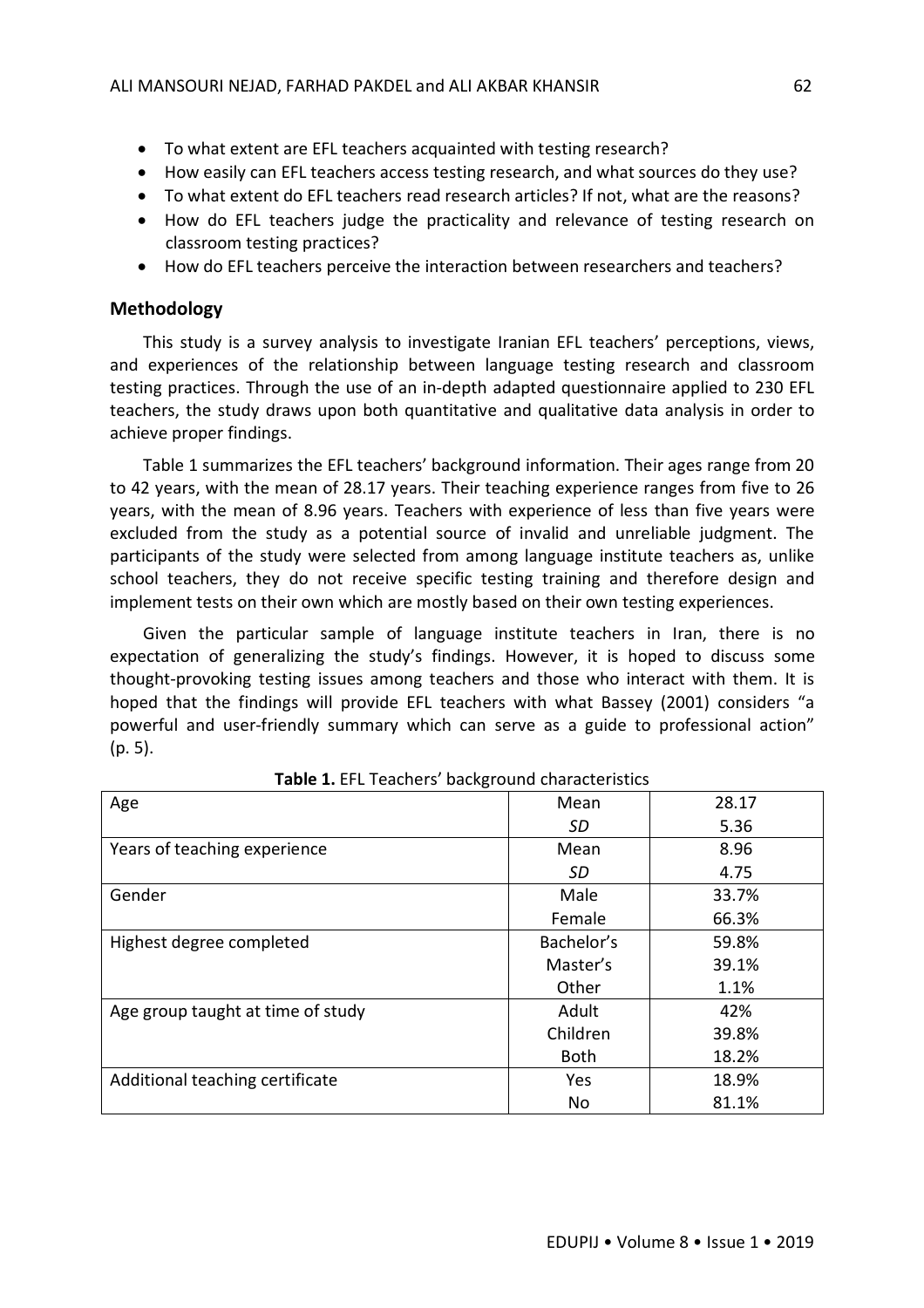- To what extent are EFL teachers acquainted with testing research?
- How easily can EFL teachers access testing research, and what sources do they use?
- To what extent do EFL teachers read research articles? If not, what are the reasons?
- How do EFL teachers judge the practicality and relevance of testing research on classroom testing practices?
- How do EFL teachers perceive the interaction between researchers and teachers?

## Methodology

This study is a survey analysis to investigate Iranian EFL teachers' perceptions, views, and experiences of the relationship between language testing research and classroom testing practices. Through the use of an in-depth adapted questionnaire applied to 230 EFL teachers, the study draws upon both quantitative and qualitative data analysis in order to achieve proper findings.

Table 1 summarizes the EFL teachers' background information. Their ages range from 20 to 42 years, with the mean of 28.17 years. Their teaching experience ranges from five to 26 years, with the mean of 8.96 years. Teachers with experience of less than five years were excluded from the study as a potential source of invalid and unreliable judgment. The participants of the study were selected from among language institute teachers as, unlike school teachers, they do not receive specific testing training and therefore design and implement tests on their own which are mostly based on their own testing experiences.

Given the particular sample of language institute teachers in Iran, there is no expectation of generalizing the study's findings. However, it is hoped to discuss some thought-provoking testing issues among teachers and those who interact with them. It is hoped that the findings will provide EFL teachers with what Bassey (2001) considers "a powerful and user-friendly summary which can serve as a guide to professional action" (p. 5).

**Table 1.** EFL Teachers' background characteristics

| | | |
|---|---|---|
| Age | Mean | 28.17 |
| | *SD* | 5.36 |
| Years of teaching experience | Mean | 8.96 |
| | *SD* | 4.75 |
| Gender | Male | 33.7% |
| | Female | 66.3% |
| Highest degree completed | Bachelor's | 59.8% |
| | Master's | 39.1% |
| | Other | 1.1% |
| Age group taught at time of study | Adult | 42% |
| | Children | 39.8% |
| | Both | 18.2% |
| Additional teaching certificate | Yes | 18.9% |
| | No | 81.1% |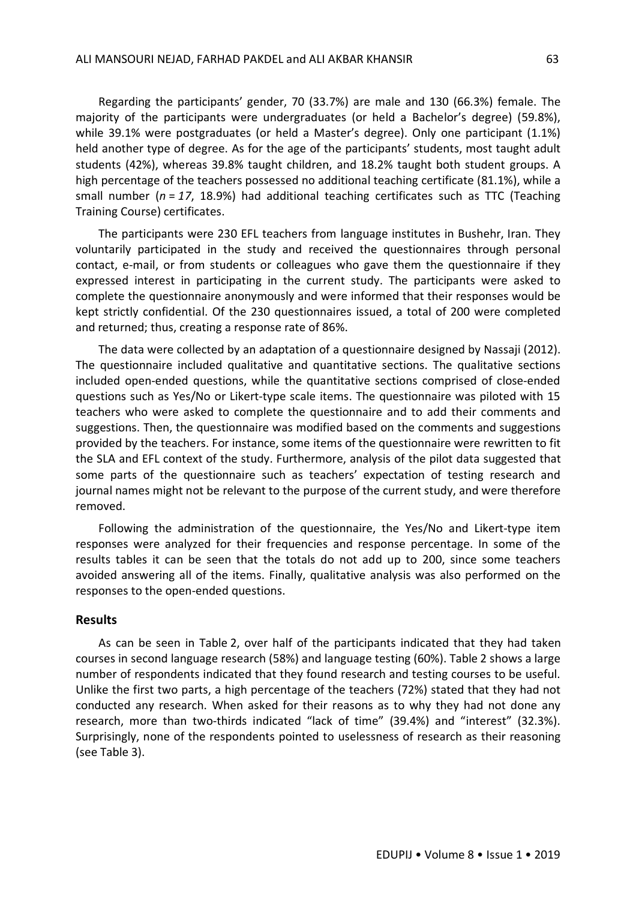Regarding the participants' gender, 70 (33.7%) are male and 130 (66.3%) female. The majority of the participants were undergraduates (or held a Bachelor's degree) (59.8%), while 39.1% were postgraduates (or held a Master's degree). Only one participant (1.1%) held another type of degree. As for the age of the participants' students, most taught adult students (42%), whereas 39.8% taught children, and 18.2% taught both student groups. A high percentage of the teachers possessed no additional teaching certificate (81.1%), while a small number (*n = 17*, 18.9%) had additional teaching certificates such as TTC (Teaching Training Course) certificates.

The participants were 230 EFL teachers from language institutes in Bushehr, Iran. They voluntarily participated in the study and received the questionnaires through personal contact, e-mail, or from students or colleagues who gave them the questionnaire if they expressed interest in participating in the current study. The participants were asked to complete the questionnaire anonymously and were informed that their responses would be kept strictly confidential. Of the 230 questionnaires issued, a total of 200 were completed and returned; thus, creating a response rate of 86%.

The data were collected by an adaptation of a questionnaire designed by Nassaji (2012). The questionnaire included qualitative and quantitative sections. The qualitative sections included open-ended questions, while the quantitative sections comprised of close-ended questions such as Yes/No or Likert-type scale items. The questionnaire was piloted with 15 teachers who were asked to complete the questionnaire and to add their comments and suggestions. Then, the questionnaire was modified based on the comments and suggestions provided by the teachers. For instance, some items of the questionnaire were rewritten to fit the SLA and EFL context of the study. Furthermore, analysis of the pilot data suggested that some parts of the questionnaire such as teachers' expectation of testing research and journal names might not be relevant to the purpose of the current study, and were therefore removed.

Following the administration of the questionnaire, the Yes/No and Likert-type item responses were analyzed for their frequencies and response percentage. In some of the results tables it can be seen that the totals do not add up to 200, since some teachers avoided answering all of the items. Finally, qualitative analysis was also performed on the responses to the open-ended questions.

### Results

As can be seen in Table 2, over half of the participants indicated that they had taken courses in second language research (58%) and language testing (60%). Table 2 shows a large number of respondents indicated that they found research and testing courses to be useful. Unlike the first two parts, a high percentage of the teachers (72%) stated that they had not conducted any research. When asked for their reasons as to why they had not done any research, more than two-thirds indicated "lack of time" (39.4%) and "interest" (32.3%). Surprisingly, none of the respondents pointed to uselessness of research as their reasoning (see Table 3).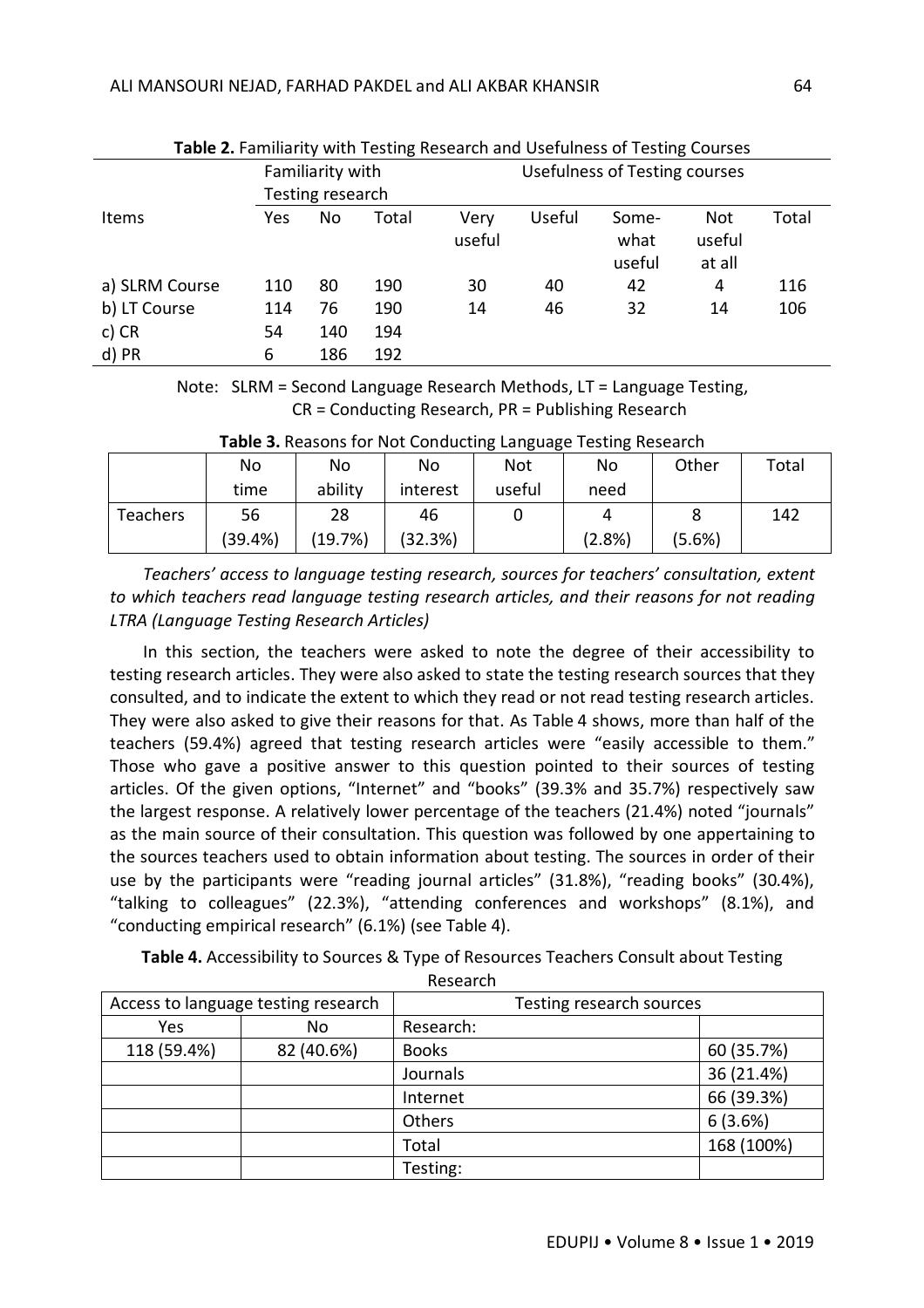**Table 2.** Familiarity with Testing Research and Usefulness of Testing Courses

| Items | Familiarity with Testing research | | | Usefulness of Testing courses | | | | |
|---|---|---|---|---|---|---|---|---|
| | Yes | No | Total | Very useful | Useful | Some-what useful | Not useful at all | Total |
| a) SLRM Course | 110 | 80 | 190 | 30 | 40 | 42 | 4 | 116 |
| b) LT Course | 114 | 76 | 190 | 14 | 46 | 32 | 14 | 106 |
| c) CR | 54 | 140 | 194 | | | | | |
| d) PR | 6 | 186 | 192 | | | | | |

Note: SLRM = Second Language Research Methods, LT = Language Testing, CR = Conducting Research, PR = Publishing Research

**Table 3.** Reasons for Not Conducting Language Testing Research

| | No time | No ability | No interest | Not useful | No need | Other | Total |
|---|---|---|---|---|---|---|---|
| Teachers | 56 (39.4%) | 28 (19.7%) | 46 (32.3%) | 0 | 4 (2.8%) | 8 (5.6%) | 142 |

*Teachers' access to language testing research, sources for teachers' consultation, extent to which teachers read language testing research articles, and their reasons for not reading LTRA (Language Testing Research Articles)*

In this section, the teachers were asked to note the degree of their accessibility to testing research articles. They were also asked to state the testing research sources that they consulted, and to indicate the extent to which they read or not read testing research articles. They were also asked to give their reasons for that. As Table 4 shows, more than half of the teachers (59.4%) agreed that testing research articles were "easily accessible to them." Those who gave a positive answer to this question pointed to their sources of testing articles. Of the given options, "Internet" and "books" (39.3% and 35.7%) respectively saw the largest response. A relatively lower percentage of the teachers (21.4%) noted "journals" as the main source of their consultation. This question was followed by one appertaining to the sources teachers used to obtain information about testing. The sources in order of their use by the participants were "reading journal articles" (31.8%), "reading books" (30.4%), "talking to colleagues" (22.3%), "attending conferences and workshops" (8.1%), and "conducting empirical research" (6.1%) (see Table 4).

**Table 4.** Accessibility to Sources & Type of Resources Teachers Consult about Testing Research

| Access to language testing research | | Testing research sources | |
|---|---|---|---|
| Yes | No | Research: | |
| 118 (59.4%) | 82 (40.6%) | Books | 60 (35.7%) |
| | | Journals | 36 (21.4%) |
| | | Internet | 66 (39.3%) |
| | | Others | 6 (3.6%) |
| | | Total | 168 (100%) |
| | | Testing: | |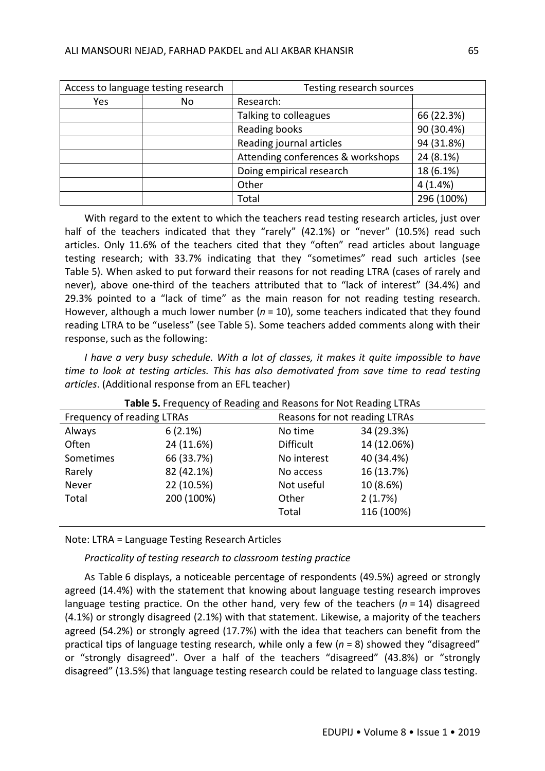| Access to language testing research | | Testing research sources | |
|---|---|---|---|
| Yes | No | Research: | |
| | | Talking to colleagues | 66 (22.3%) |
| | | Reading books | 90 (30.4%) |
| | | Reading journal articles | 94 (31.8%) |
| | | Attending conferences & workshops | 24 (8.1%) |
| | | Doing empirical research | 18 (6.1%) |
| | | Other | 4 (1.4%) |
| | | Total | 296 (100%) |

With regard to the extent to which the teachers read testing research articles, just over half of the teachers indicated that they "rarely" (42.1%) or "never" (10.5%) read such articles. Only 11.6% of the teachers cited that they "often" read articles about language testing research; with 33.7% indicating that they "sometimes" read such articles (see Table 5). When asked to put forward their reasons for not reading LTRA (cases of rarely and never), above one-third of the teachers attributed that to "lack of interest" (34.4%) and 29.3% pointed to a "lack of time" as the main reason for not reading testing research. However, although a much lower number ($n$ = 10), some teachers indicated that they found reading LTRA to be "useless" (see Table 5). Some teachers added comments along with their response, such as the following:

*I have a very busy schedule. With a lot of classes, it makes it quite impossible to have time to look at testing articles. This has also demotivated from save time to read testing articles*. (Additional response from an EFL teacher)

**Table 5.** Frequency of Reading and Reasons for Not Reading LTRAs

| Frequency of reading LTRAs | | Reasons for not reading LTRAs | |
|---|---|---|---|
| Always | 6 (2.1%) | No time | 34 (29.3%) |
| Often | 24 (11.6%) | Difficult | 14 (12.06%) |
| Sometimes | 66 (33.7%) | No interest | 40 (34.4%) |
| Rarely | 82 (42.1%) | No access | 16 (13.7%) |
| Never | 22 (10.5%) | Not useful | 10 (8.6%) |
| Total | 200 (100%) | Other | 2 (1.7%) |
| | | Total | 116 (100%) |

Note: LTRA = Language Testing Research Articles

*Practicality of testing research to classroom testing practice*

As Table 6 displays, a noticeable percentage of respondents (49.5%) agreed or strongly agreed (14.4%) with the statement that knowing about language testing research improves language testing practice. On the other hand, very few of the teachers ($n$ = 14) disagreed (4.1%) or strongly disagreed (2.1%) with that statement. Likewise, a majority of the teachers agreed (54.2%) or strongly agreed (17.7%) with the idea that teachers can benefit from the practical tips of language testing research, while only a few ($n$ = 8) showed they "disagreed" or "strongly disagreed". Over a half of the teachers "disagreed" (43.8%) or "strongly disagreed" (13.5%) that language testing research could be related to language class testing.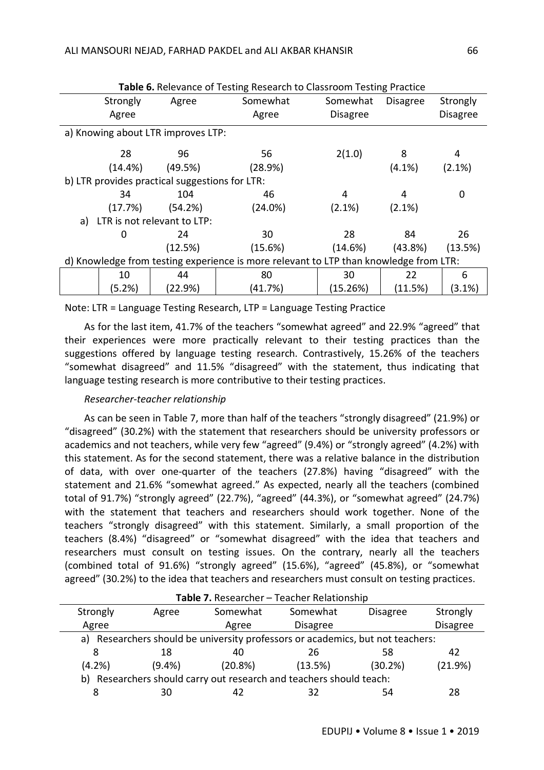**Table 6.** Relevance of Testing Research to Classroom Testing Practice

| Strongly Agree | Agree | Somewhat Agree | Somewhat Disagree | Disagree | Strongly Disagree |
|---|---|---|---|---|---|
| a) Knowing about LTR improves LTP: | | | | | |
| 28 (14.4%) | 96 (49.5%) | 56 (28.9%) | 2(1.0) | 8 (4.1%) | 4 (2.1%) |
| b) LTR provides practical suggestions for LTR: | | | | | |
| 34 (17.7%) | 104 (54.2%) | 46 (24.0%) | 4 (2.1%) | 4 (2.1%) | 0 |
| a) LTR is not relevant to LTP: | | | | | |
| 0 | 24 (12.5%) | 30 (15.6%) | 28 (14.6%) | 84 (43.8%) | 26 (13.5%) |
| d) Knowledge from testing experience is more relevant to LTP than knowledge from LTR: | | | | | |
| 10 (5.2%) | 44 (22.9%) | 80 (41.7%) | 30 (15.26%) | 22 (11.5%) | 6 (3.1%) |

Note: LTR = Language Testing Research, LTP = Language Testing Practice

As for the last item, 41.7% of the teachers "somewhat agreed" and 22.9% "agreed" that their experiences were more practically relevant to their testing practices than the suggestions offered by language testing research. Contrastively, 15.26% of the teachers "somewhat disagreed" and 11.5% "disagreed" with the statement, thus indicating that language testing research is more contributive to their testing practices.

*Researcher-teacher relationship*

As can be seen in Table 7, more than half of the teachers "strongly disagreed" (21.9%) or "disagreed" (30.2%) with the statement that researchers should be university professors or academics and not teachers, while very few "agreed" (9.4%) or "strongly agreed" (4.2%) with this statement. As for the second statement, there was a relative balance in the distribution of data, with over one-quarter of the teachers (27.8%) having "disagreed" with the statement and 21.6% "somewhat agreed." As expected, nearly all the teachers (combined total of 91.7%) "strongly agreed" (22.7%), "agreed" (44.3%), or "somewhat agreed" (24.7%) with the statement that teachers and researchers should work together. None of the teachers "strongly disagreed" with this statement. Similarly, a small proportion of the teachers (8.4%) "disagreed" or "somewhat disagreed" with the idea that teachers and researchers must consult on testing issues. On the contrary, nearly all the teachers (combined total of 91.6%) "strongly agreed" (15.6%), "agreed" (45.8%), or "somewhat agreed" (30.2%) to the idea that teachers and researchers must consult on testing practices.

**Table 7.** Researcher – Teacher Relationship

| Strongly Agree | Agree | Somewhat Agree | Somewhat Disagree | Disagree | Strongly Disagree |
|---|---|---|---|---|---|
| a) Researchers should be university professors or academics, but not teachers: | | | | | |
| 8 (4.2%) | 18 (9.4%) | 40 (20.8%) | 26 (13.5%) | 58 (30.2%) | 42 (21.9%) |
| b) Researchers should carry out research and teachers should teach: | | | | | |
| 8 | 30 | 42 | 32 | 54 | 28 |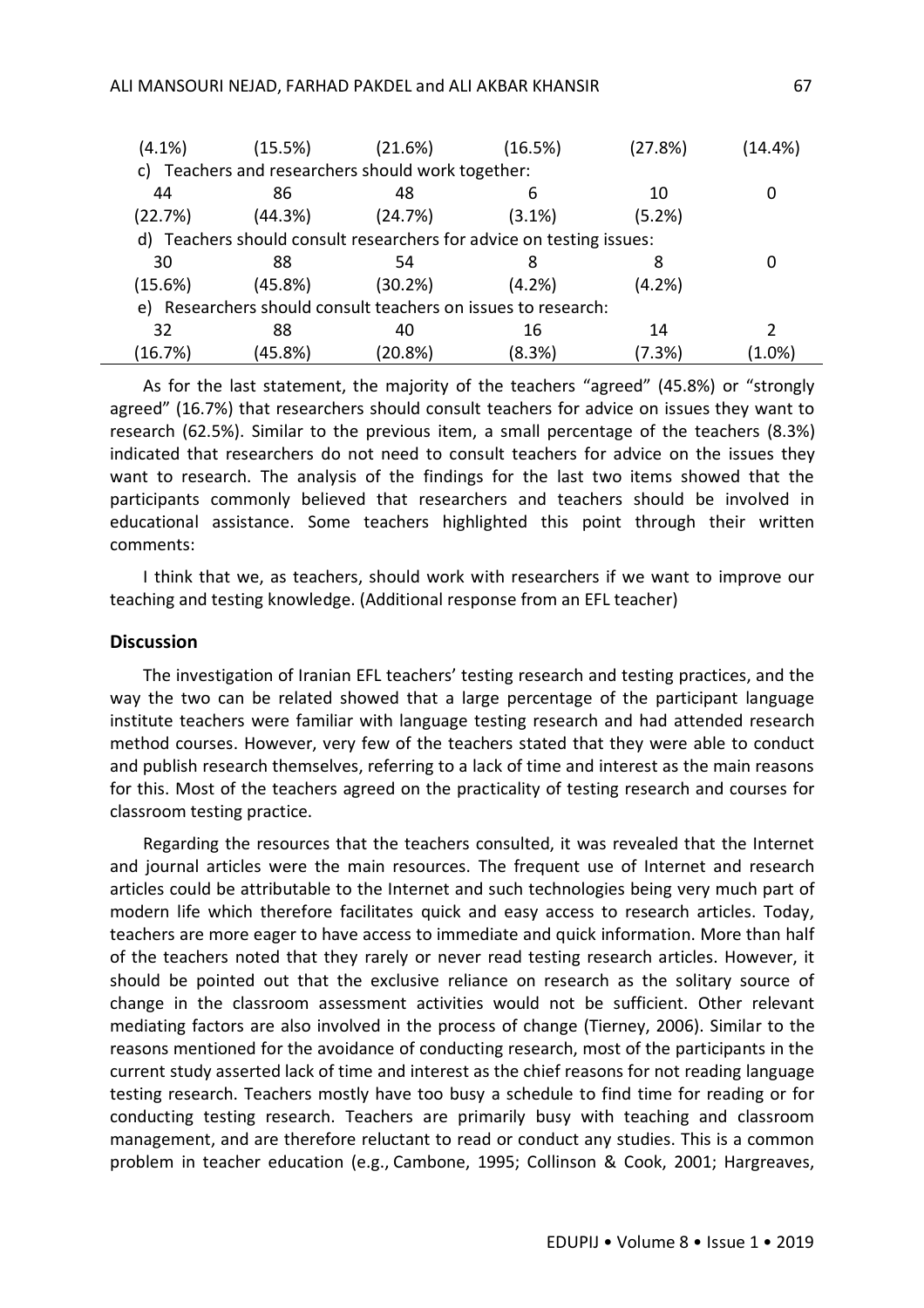| | | | | | |
|---|---|---|---|---|---|
| (4.1%) | (15.5%) | (21.6%) | (16.5%) | (27.8%) | (14.4%) |
| c) Teachers and researchers should work together: | | | | | |
| 44 | 86 | 48 | 6 | 10 | 0 |
| (22.7%) | (44.3%) | (24.7%) | (3.1%) | (5.2%) | |
| d) Teachers should consult researchers for advice on testing issues: | | | | | |
| 30 | 88 | 54 | 8 | 8 | 0 |
| (15.6%) | (45.8%) | (30.2%) | (4.2%) | (4.2%) | |
| e) Researchers should consult teachers on issues to research: | | | | | |
| 32 | 88 | 40 | 16 | 14 | 2 |
| (16.7%) | (45.8%) | (20.8%) | (8.3%) | (7.3%) | (1.0%) |

As for the last statement, the majority of the teachers "agreed" (45.8%) or "strongly agreed" (16.7%) that researchers should consult teachers for advice on issues they want to research (62.5%). Similar to the previous item, a small percentage of the teachers (8.3%) indicated that researchers do not need to consult teachers for advice on the issues they want to research. The analysis of the findings for the last two items showed that the participants commonly believed that researchers and teachers should be involved in educational assistance. Some teachers highlighted this point through their written comments:

I think that we, as teachers, should work with researchers if we want to improve our teaching and testing knowledge. (Additional response from an EFL teacher)

## Discussion

The investigation of Iranian EFL teachers' testing research and testing practices, and the way the two can be related showed that a large percentage of the participant language institute teachers were familiar with language testing research and had attended research method courses. However, very few of the teachers stated that they were able to conduct and publish research themselves, referring to a lack of time and interest as the main reasons for this. Most of the teachers agreed on the practicality of testing research and courses for classroom testing practice.

Regarding the resources that the teachers consulted, it was revealed that the Internet and journal articles were the main resources. The frequent use of Internet and research articles could be attributable to the Internet and such technologies being very much part of modern life which therefore facilitates quick and easy access to research articles. Today, teachers are more eager to have access to immediate and quick information. More than half of the teachers noted that they rarely or never read testing research articles. However, it should be pointed out that the exclusive reliance on research as the solitary source of change in the classroom assessment activities would not be sufficient. Other relevant mediating factors are also involved in the process of change (Tierney, 2006). Similar to the reasons mentioned for the avoidance of conducting research, most of the participants in the current study asserted lack of time and interest as the chief reasons for not reading language testing research. Teachers mostly have too busy a schedule to find time for reading or for conducting testing research. Teachers are primarily busy with teaching and classroom management, and are therefore reluctant to read or conduct any studies. This is a common problem in teacher education (e.g., Cambone, 1995; Collinson & Cook, 2001; Hargreaves,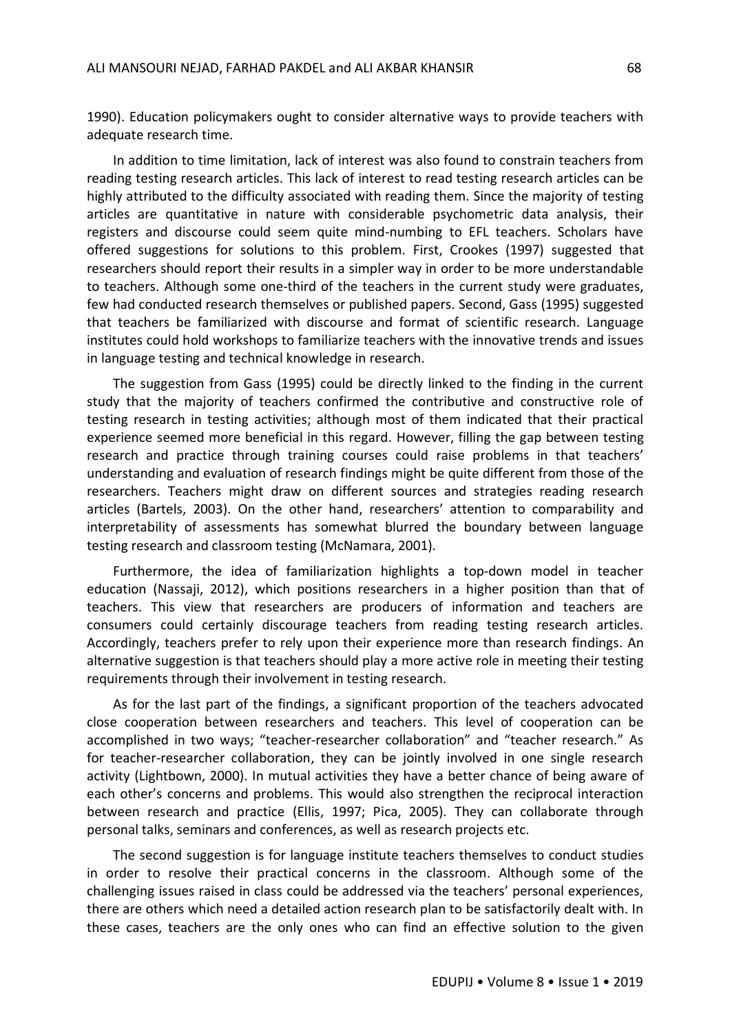1990). Education policymakers ought to consider alternative ways to provide teachers with adequate research time.

In addition to time limitation, lack of interest was also found to constrain teachers from reading testing research articles. This lack of interest to read testing research articles can be highly attributed to the difficulty associated with reading them. Since the majority of testing articles are quantitative in nature with considerable psychometric data analysis, their registers and discourse could seem quite mind-numbing to EFL teachers. Scholars have offered suggestions for solutions to this problem. First, Crookes (1997) suggested that researchers should report their results in a simpler way in order to be more understandable to teachers. Although some one-third of the teachers in the current study were graduates, few had conducted research themselves or published papers. Second, Gass (1995) suggested that teachers be familiarized with discourse and format of scientific research. Language institutes could hold workshops to familiarize teachers with the innovative trends and issues in language testing and technical knowledge in research.

The suggestion from Gass (1995) could be directly linked to the finding in the current study that the majority of teachers confirmed the contributive and constructive role of testing research in testing activities; although most of them indicated that their practical experience seemed more beneficial in this regard. However, filling the gap between testing research and practice through training courses could raise problems in that teachers' understanding and evaluation of research findings might be quite different from those of the researchers. Teachers might draw on different sources and strategies reading research articles (Bartels, 2003). On the other hand, researchers' attention to comparability and interpretability of assessments has somewhat blurred the boundary between language testing research and classroom testing (McNamara, 2001).

Furthermore, the idea of familiarization highlights a top-down model in teacher education (Nassaji, 2012), which positions researchers in a higher position than that of teachers. This view that researchers are producers of information and teachers are consumers could certainly discourage teachers from reading testing research articles. Accordingly, teachers prefer to rely upon their experience more than research findings. An alternative suggestion is that teachers should play a more active role in meeting their testing requirements through their involvement in testing research.

As for the last part of the findings, a significant proportion of the teachers advocated close cooperation between researchers and teachers. This level of cooperation can be accomplished in two ways; "teacher-researcher collaboration" and "teacher research." As for teacher-researcher collaboration, they can be jointly involved in one single research activity (Lightbown, 2000). In mutual activities they have a better chance of being aware of each other's concerns and problems. This would also strengthen the reciprocal interaction between research and practice (Ellis, 1997; Pica, 2005). They can collaborate through personal talks, seminars and conferences, as well as research projects etc.

The second suggestion is for language institute teachers themselves to conduct studies in order to resolve their practical concerns in the classroom. Although some of the challenging issues raised in class could be addressed via the teachers' personal experiences, there are others which need a detailed action research plan to be satisfactorily dealt with. In these cases, teachers are the only ones who can find an effective solution to the given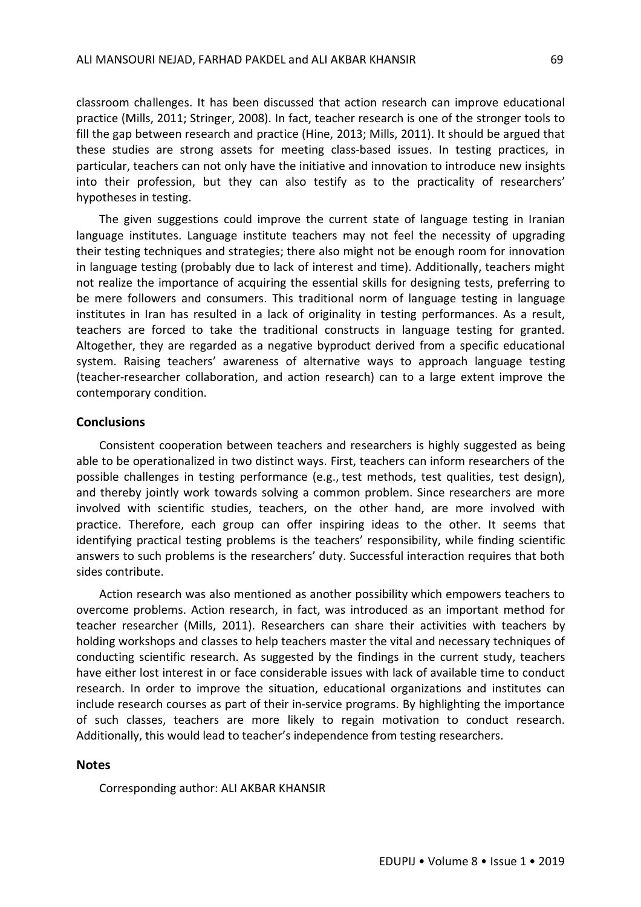classroom challenges. It has been discussed that action research can improve educational practice (Mills, 2011; Stringer, 2008). In fact, teacher research is one of the stronger tools to fill the gap between research and practice (Hine, 2013; Mills, 2011). It should be argued that these studies are strong assets for meeting class-based issues. In testing practices, in particular, teachers can not only have the initiative and innovation to introduce new insights into their profession, but they can also testify as to the practicality of researchers' hypotheses in testing.

The given suggestions could improve the current state of language testing in Iranian language institutes. Language institute teachers may not feel the necessity of upgrading their testing techniques and strategies; there also might not be enough room for innovation in language testing (probably due to lack of interest and time). Additionally, teachers might not realize the importance of acquiring the essential skills for designing tests, preferring to be mere followers and consumers. This traditional norm of language testing in language institutes in Iran has resulted in a lack of originality in testing performances. As a result, teachers are forced to take the traditional constructs in language testing for granted. Altogether, they are regarded as a negative byproduct derived from a specific educational system. Raising teachers' awareness of alternative ways to approach language testing (teacher-researcher collaboration, and action research) can to a large extent improve the contemporary condition.

## Conclusions

Consistent cooperation between teachers and researchers is highly suggested as being able to be operationalized in two distinct ways. First, teachers can inform researchers of the possible challenges in testing performance (e.g., test methods, test qualities, test design), and thereby jointly work towards solving a common problem. Since researchers are more involved with scientific studies, teachers, on the other hand, are more involved with practice. Therefore, each group can offer inspiring ideas to the other. It seems that identifying practical testing problems is the teachers' responsibility, while finding scientific answers to such problems is the researchers' duty. Successful interaction requires that both sides contribute.

Action research was also mentioned as another possibility which empowers teachers to overcome problems. Action research, in fact, was introduced as an important method for teacher researcher (Mills, 2011). Researchers can share their activities with teachers by holding workshops and classes to help teachers master the vital and necessary techniques of conducting scientific research. As suggested by the findings in the current study, teachers have either lost interest in or face considerable issues with lack of available time to conduct research. In order to improve the situation, educational organizations and institutes can include research courses as part of their in-service programs. By highlighting the importance of such classes, teachers are more likely to regain motivation to conduct research. Additionally, this would lead to teacher's independence from testing researchers.

## Notes

Corresponding author: ALI AKBAR KHANSIR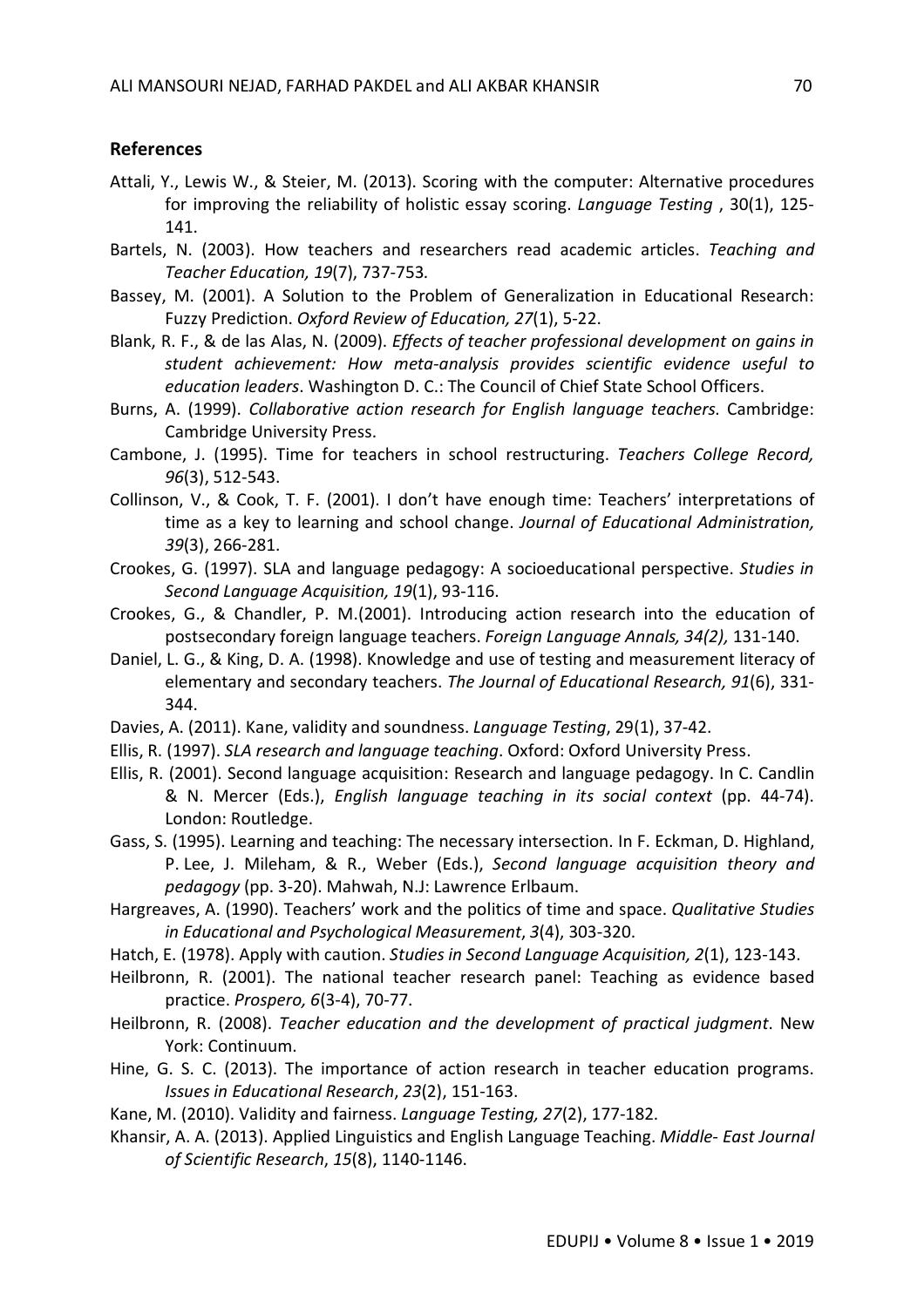## References

Attali, Y., Lewis W., & Steier, M. (2013). Scoring with the computer: Alternative procedures for improving the reliability of holistic essay scoring. *Language Testing* , 30(1), 125-141.

Bartels, N. (2003). How teachers and researchers read academic articles. *Teaching and Teacher Education, 19*(7), 737-753*.*

Bassey, M. (2001). A Solution to the Problem of Generalization in Educational Research: Fuzzy Prediction. *Oxford Review of Education, 27*(1), 5-22.

Blank, R. F., & de las Alas, N. (2009). *Effects of teacher professional development on gains in student achievement: How meta-analysis provides scientific evidence useful to education leaders*. Washington D. C.: The Council of Chief State School Officers.

Burns, A. (1999). *Collaborative action research for English language teachers*. Cambridge: Cambridge University Press.

Cambone, J. (1995). Time for teachers in school restructuring. *Teachers College Record, 96*(3), 512-543.

Collinson, V., & Cook, T. F. (2001). I don't have enough time: Teachers' interpretations of time as a key to learning and school change. *Journal of Educational Administration, 39*(3), 266-281.

Crookes, G. (1997). SLA and language pedagogy: A socioeducational perspective. *Studies in Second Language Acquisition, 19*(1), 93-116.

Crookes, G., & Chandler, P. M.(2001). Introducing action research into the education of postsecondary foreign language teachers. *Foreign Language Annals, 34(2),* 131-140.

Daniel, L. G., & King, D. A. (1998). Knowledge and use of testing and measurement literacy of elementary and secondary teachers. *The Journal of Educational Research, 91*(6), 331-344.

Davies, A. (2011). Kane, validity and soundness. *Language Testing*, 29(1), 37-42.

Ellis, R. (1997). *SLA research and language teaching*. Oxford: Oxford University Press.

Ellis, R. (2001). Second language acquisition: Research and language pedagogy. In C. Candlin & N. Mercer (Eds.), *English language teaching in its social context* (pp. 44-74). London: Routledge.

Gass, S. (1995). Learning and teaching: The necessary intersection. In F. Eckman, D. Highland, P. Lee, J. Mileham, & R., Weber (Eds.), *Second language acquisition theory and pedagogy* (pp. 3-20). Mahwah, N.J: Lawrence Erlbaum.

Hargreaves, A. (1990). Teachers' work and the politics of time and space. *Qualitative Studies in Educational and Psychological Measurement*, *3*(4), 303-320.

Hatch, E. (1978). Apply with caution. *Studies in Second Language Acquisition, 2*(1), 123-143.

Heilbronn, R. (2001). The national teacher research panel: Teaching as evidence based practice. *Prospero, 6*(3-4), 70-77.

Heilbronn, R. (2008). *Teacher education and the development of practical judgment*. New York: Continuum.

Hine, G. S. C. (2013). The importance of action research in teacher education programs. *Issues in Educational Research*, *23*(2), 151-163.

Kane, M. (2010). Validity and fairness. *Language Testing, 27*(2), 177-182.

Khansir, A. A. (2013). Applied Linguistics and English Language Teaching. *Middle- East Journal of Scientific Research*, *15*(8), 1140-1146.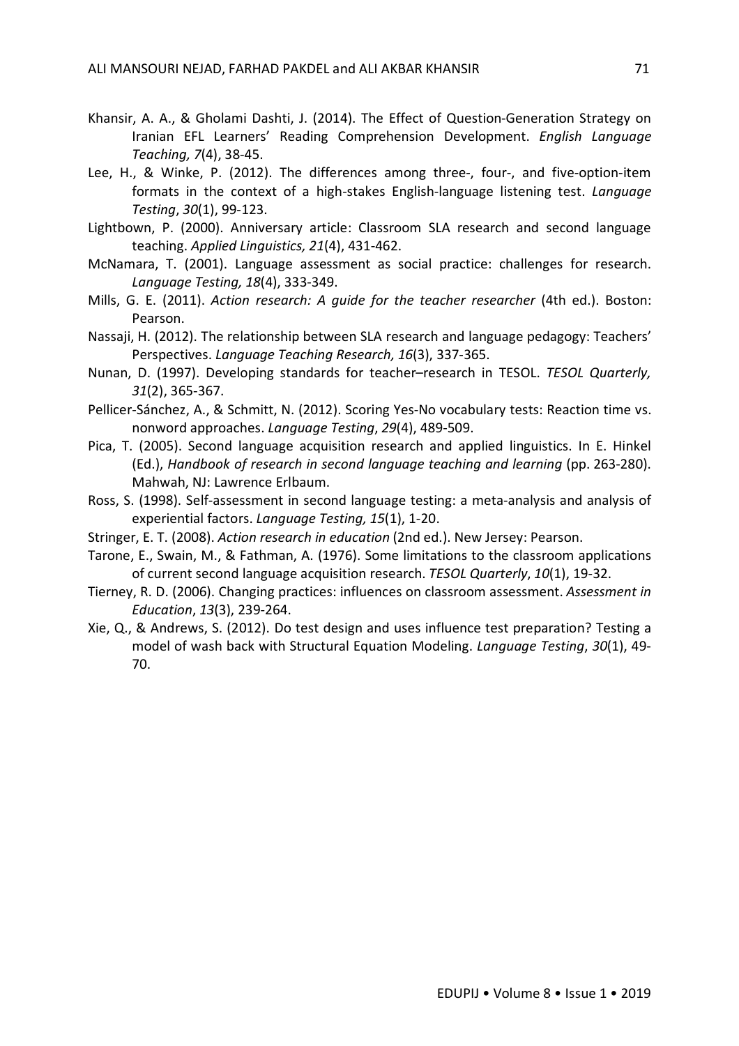Khansir, A. A., & Gholami Dashti, J. (2014). The Effect of Question-Generation Strategy on Iranian EFL Learners' Reading Comprehension Development. *English Language Teaching, 7*(4), 38-45.

Lee, H., & Winke, P. (2012). The differences among three-, four-, and five-option-item formats in the context of a high-stakes English-language listening test. *Language Testing*, *30*(1), 99-123.

Lightbown, P. (2000). Anniversary article: Classroom SLA research and second language teaching. *Applied Linguistics, 21*(4), 431-462.

McNamara, T. (2001). Language assessment as social practice: challenges for research. *Language Testing, 18*(4), 333-349.

Mills, G. E. (2011). *Action research: A guide for the teacher researcher* (4th ed.). Boston: Pearson.

Nassaji, H. (2012). The relationship between SLA research and language pedagogy: Teachers' Perspectives. *Language Teaching Research, 16*(3), 337-365.

Nunan, D. (1997). Developing standards for teacher–research in TESOL. *TESOL Quarterly, 31*(2), 365-367.

Pellicer-Sánchez, A., & Schmitt, N. (2012). Scoring Yes-No vocabulary tests: Reaction time vs. nonword approaches. *Language Testing*, *29*(4), 489-509.

Pica, T. (2005). Second language acquisition research and applied linguistics. In E. Hinkel (Ed.), *Handbook of research in second language teaching and learning* (pp. 263-280). Mahwah, NJ: Lawrence Erlbaum.

Ross, S. (1998). Self-assessment in second language testing: a meta-analysis and analysis of experiential factors. *Language Testing, 15*(1), 1-20.

Stringer, E. T. (2008). *Action research in education* (2nd ed.). New Jersey: Pearson.

Tarone, E., Swain, M., & Fathman, A. (1976). Some limitations to the classroom applications of current second language acquisition research. *TESOL Quarterly*, *10*(1), 19-32.

Tierney, R. D. (2006). Changing practices: influences on classroom assessment. *Assessment in Education*, *13*(3), 239-264.

Xie, Q., & Andrews, S. (2012). Do test design and uses influence test preparation? Testing a model of wash back with Structural Equation Modeling. *Language Testing*, *30*(1), 49-70.